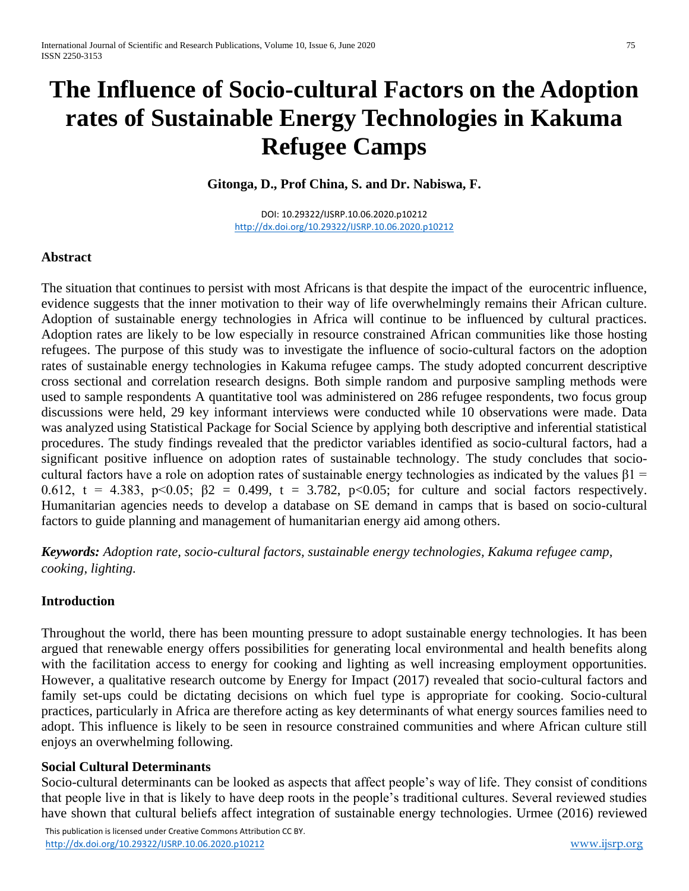# The Influence of Socio-cultural Factors on the Adoption rates of Sustainable Energy Technologies in Kakuma Refugee Camps

**Gitonga, D., Prof China, S. and Dr. Nabiswa, F.**

DOI: 10.29322/IJSRP.10.06.2020.p10212
http://dx.doi.org/10.29322/IJSRP.10.06.2020.p10212

## Abstract

The situation that continues to persist with most Africans is that despite the impact of the eurocentric influence, evidence suggests that the inner motivation to their way of life overwhelmingly remains their African culture. Adoption of sustainable energy technologies in Africa will continue to be influenced by cultural practices. Adoption rates are likely to be low especially in resource constrained African communities like those hosting refugees. The purpose of this study was to investigate the influence of socio-cultural factors on the adoption rates of sustainable energy technologies in Kakuma refugee camps. The study adopted concurrent descriptive cross sectional and correlation research designs. Both simple random and purposive sampling methods were used to sample respondents A quantitative tool was administered on 286 refugee respondents, two focus group discussions were held, 29 key informant interviews were conducted while 10 observations were made. Data was analyzed using Statistical Package for Social Science by applying both descriptive and inferential statistical procedures. The study findings revealed that the predictor variables identified as socio-cultural factors, had a significant positive influence on adoption rates of sustainable technology. The study concludes that socio-cultural factors have a role on adoption rates of sustainable energy technologies as indicated by the values $\beta_1 = 0.612$, $t = 4.383$, $p<0.05$; $\beta_2 = 0.499$, $t = 3.782$, $p<0.05$; for culture and social factors respectively. Humanitarian agencies needs to develop a database on SE demand in camps that is based on socio-cultural factors to guide planning and management of humanitarian energy aid among others.

***Keywords:*** *Adoption rate, socio-cultural factors, sustainable energy technologies, Kakuma refugee camp, cooking, lighting.*

## Introduction

Throughout the world, there has been mounting pressure to adopt sustainable energy technologies. It has been argued that renewable energy offers possibilities for generating local environmental and health benefits along with the facilitation access to energy for cooking and lighting as well increasing employment opportunities. However, a qualitative research outcome by Energy for Impact (2017) revealed that socio-cultural factors and family set-ups could be dictating decisions on which fuel type is appropriate for cooking. Socio-cultural practices, particularly in Africa are therefore acting as key determinants of what energy sources families need to adopt. This influence is likely to be seen in resource constrained communities and where African culture still enjoys an overwhelming following.

### Social Cultural Determinants

Socio-cultural determinants can be looked as aspects that affect people's way of life. They consist of conditions that people live in that is likely to have deep roots in the people's traditional cultures. Several reviewed studies have shown that cultural beliefs affect integration of sustainable energy technologies. Urmee (2016) reviewed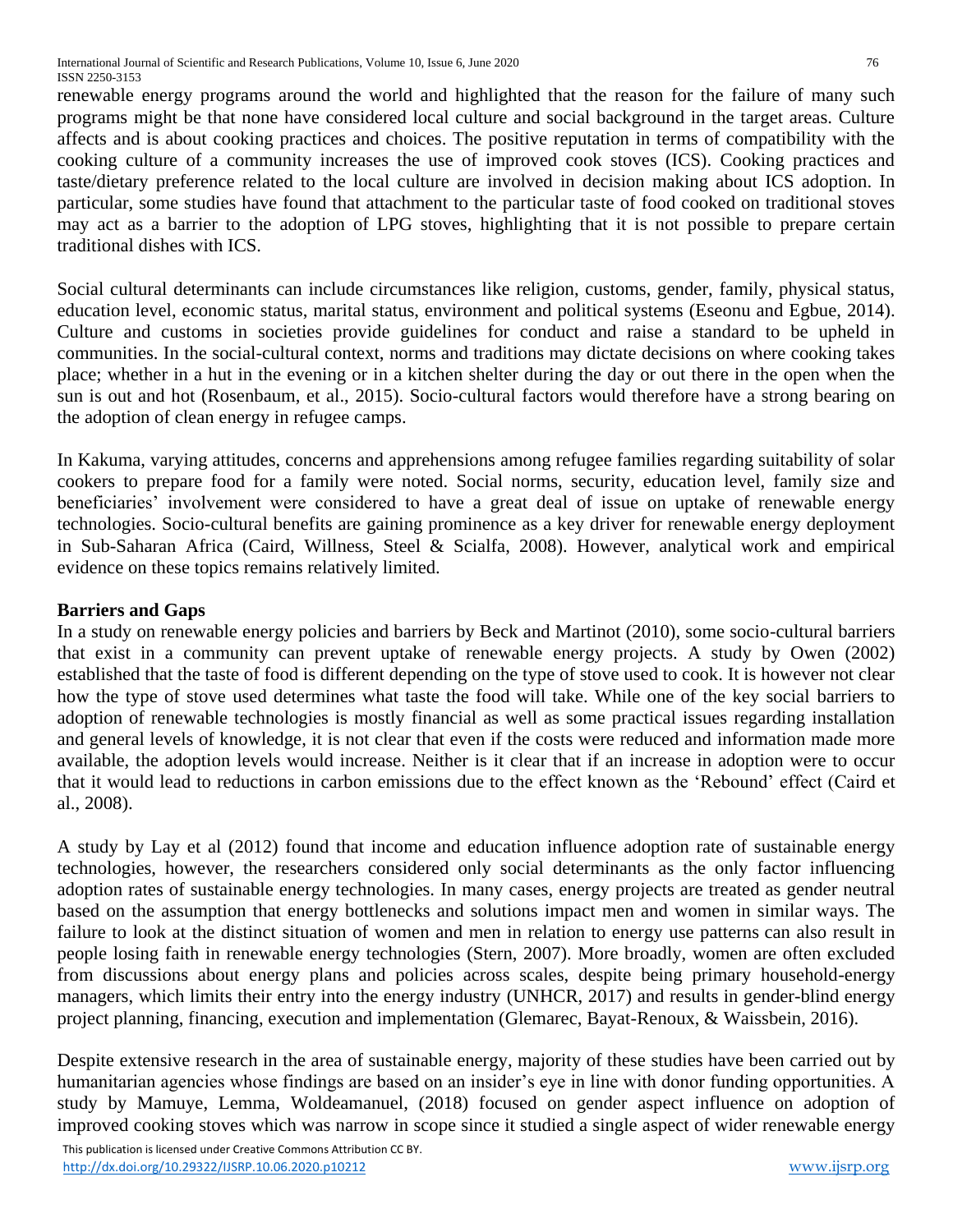renewable energy programs around the world and highlighted that the reason for the failure of many such programs might be that none have considered local culture and social background in the target areas. Culture affects and is about cooking practices and choices. The positive reputation in terms of compatibility with the cooking culture of a community increases the use of improved cook stoves (ICS). Cooking practices and taste/dietary preference related to the local culture are involved in decision making about ICS adoption. In particular, some studies have found that attachment to the particular taste of food cooked on traditional stoves may act as a barrier to the adoption of LPG stoves, highlighting that it is not possible to prepare certain traditional dishes with ICS.

Social cultural determinants can include circumstances like religion, customs, gender, family, physical status, education level, economic status, marital status, environment and political systems (Eseonu and Egbue, 2014). Culture and customs in societies provide guidelines for conduct and raise a standard to be upheld in communities. In the social-cultural context, norms and traditions may dictate decisions on where cooking takes place; whether in a hut in the evening or in a kitchen shelter during the day or out there in the open when the sun is out and hot (Rosenbaum, et al., 2015). Socio-cultural factors would therefore have a strong bearing on the adoption of clean energy in refugee camps.

In Kakuma, varying attitudes, concerns and apprehensions among refugee families regarding suitability of solar cookers to prepare food for a family were noted. Social norms, security, education level, family size and beneficiaries' involvement were considered to have a great deal of issue on uptake of renewable energy technologies. Socio-cultural benefits are gaining prominence as a key driver for renewable energy deployment in Sub-Saharan Africa (Caird, Willness, Steel & Scialfa, 2008). However, analytical work and empirical evidence on these topics remains relatively limited.

**Barriers and Gaps**

In a study on renewable energy policies and barriers by Beck and Martinot (2010), some socio-cultural barriers that exist in a community can prevent uptake of renewable energy projects. A study by Owen (2002) established that the taste of food is different depending on the type of stove used to cook. It is however not clear how the type of stove used determines what taste the food will take. While one of the key social barriers to adoption of renewable technologies is mostly financial as well as some practical issues regarding installation and general levels of knowledge, it is not clear that even if the costs were reduced and information made more available, the adoption levels would increase. Neither is it clear that if an increase in adoption were to occur that it would lead to reductions in carbon emissions due to the effect known as the 'Rebound' effect (Caird et al., 2008).

A study by Lay et al (2012) found that income and education influence adoption rate of sustainable energy technologies, however, the researchers considered only social determinants as the only factor influencing adoption rates of sustainable energy technologies. In many cases, energy projects are treated as gender neutral based on the assumption that energy bottlenecks and solutions impact men and women in similar ways. The failure to look at the distinct situation of women and men in relation to energy use patterns can also result in people losing faith in renewable energy technologies (Stern, 2007). More broadly, women are often excluded from discussions about energy plans and policies across scales, despite being primary household-energy managers, which limits their entry into the energy industry (UNHCR, 2017) and results in gender-blind energy project planning, financing, execution and implementation (Glemarec, Bayat-Renoux, & Waissbein, 2016).

Despite extensive research in the area of sustainable energy, majority of these studies have been carried out by humanitarian agencies whose findings are based on an insider's eye in line with donor funding opportunities. A study by Mamuye, Lemma, Woldeamanuel, (2018) focused on gender aspect influence on adoption of improved cooking stoves which was narrow in scope since it studied a single aspect of wider renewable energy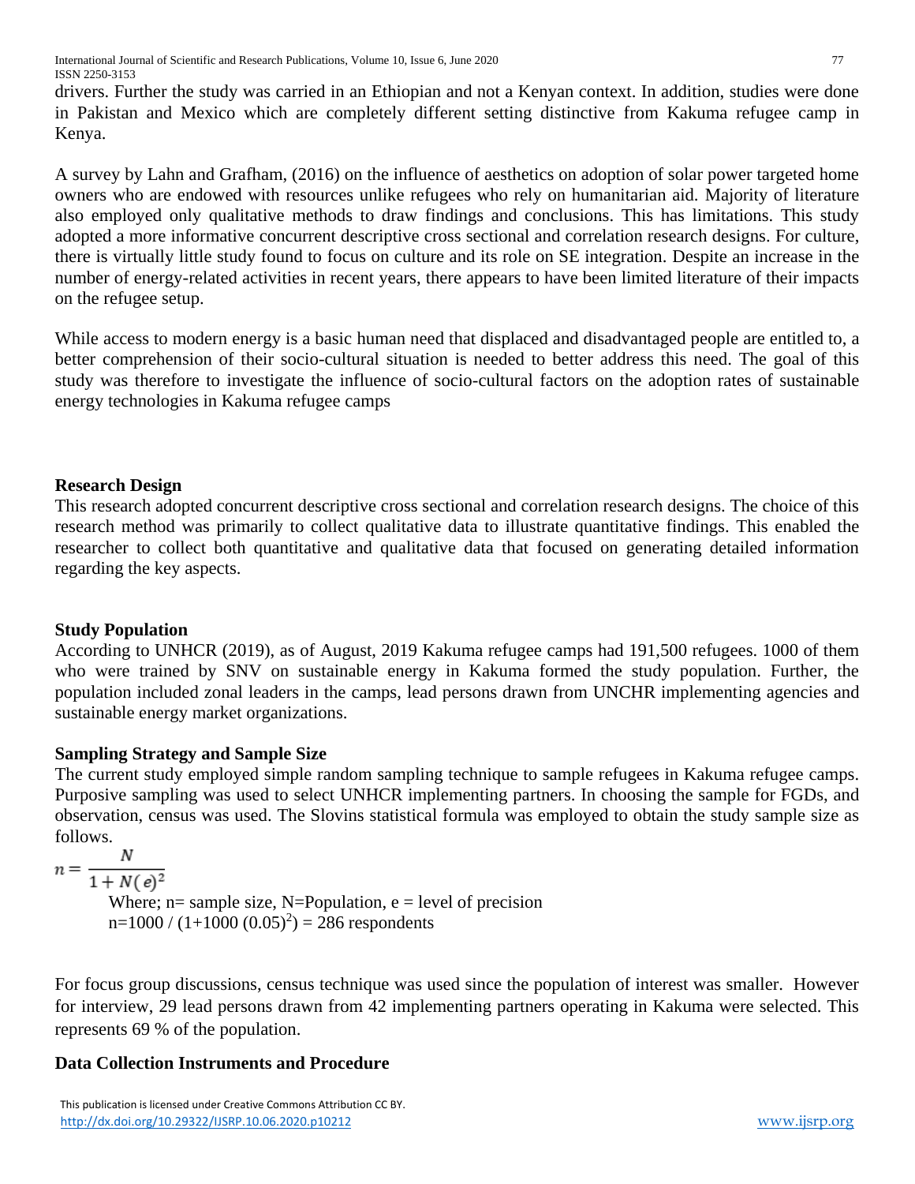drivers. Further the study was carried in an Ethiopian and not a Kenyan context. In addition, studies were done in Pakistan and Mexico which are completely different setting distinctive from Kakuma refugee camp in Kenya.

A survey by Lahn and Grafham, (2016) on the influence of aesthetics on adoption of solar power targeted home owners who are endowed with resources unlike refugees who rely on humanitarian aid. Majority of literature also employed only qualitative methods to draw findings and conclusions. This has limitations. This study adopted a more informative concurrent descriptive cross sectional and correlation research designs. For culture, there is virtually little study found to focus on culture and its role on SE integration. Despite an increase in the number of energy-related activities in recent years, there appears to have been limited literature of their impacts on the refugee setup.

While access to modern energy is a basic human need that displaced and disadvantaged people are entitled to, a better comprehension of their socio-cultural situation is needed to better address this need. The goal of this study was therefore to investigate the influence of socio-cultural factors on the adoption rates of sustainable energy technologies in Kakuma refugee camps

**Research Design**

This research adopted concurrent descriptive cross sectional and correlation research designs. The choice of this research method was primarily to collect qualitative data to illustrate quantitative findings. This enabled the researcher to collect both quantitative and qualitative data that focused on generating detailed information regarding the key aspects.

**Study Population**

According to UNHCR (2019), as of August, 2019 Kakuma refugee camps had 191,500 refugees. 1000 of them who were trained by SNV on sustainable energy in Kakuma formed the study population. Further, the population included zonal leaders in the camps, lead persons drawn from UNCHR implementing agencies and sustainable energy market organizations.

**Sampling Strategy and Sample Size**

The current study employed simple random sampling technique to sample refugees in Kakuma refugee camps. Purposive sampling was used to select UNHCR implementing partners. In choosing the sample for FGDs, and observation, census was used. The Slovins statistical formula was employed to obtain the study sample size as follows.

$$n = \frac{N}{1 + N(e)^2}$$

Where; n= sample size, N=Population, e = level of precision

$n = 1000 / (1 + 1000 (0.05)^2) = 286$ respondents

For focus group discussions, census technique was used since the population of interest was smaller. However for interview, 29 lead persons drawn from 42 implementing partners operating in Kakuma were selected. This represents 69 % of the population.

**Data Collection Instruments and Procedure**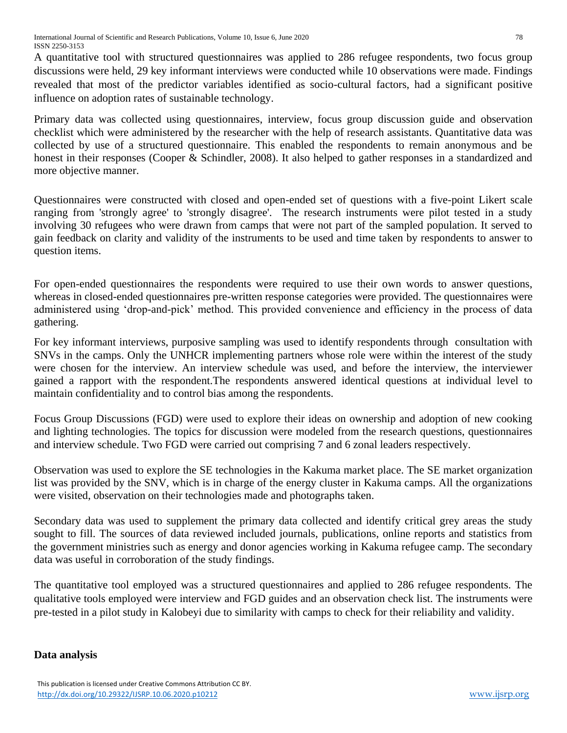A quantitative tool with structured questionnaires was applied to 286 refugee respondents, two focus group discussions were held, 29 key informant interviews were conducted while 10 observations were made. Findings revealed that most of the predictor variables identified as socio-cultural factors, had a significant positive influence on adoption rates of sustainable technology.

Primary data was collected using questionnaires, interview, focus group discussion guide and observation checklist which were administered by the researcher with the help of research assistants. Quantitative data was collected by use of a structured questionnaire. This enabled the respondents to remain anonymous and be honest in their responses (Cooper & Schindler, 2008). It also helped to gather responses in a standardized and more objective manner.

Questionnaires were constructed with closed and open-ended set of questions with a five-point Likert scale ranging from 'strongly agree' to 'strongly disagree'. The research instruments were pilot tested in a study involving 30 refugees who were drawn from camps that were not part of the sampled population. It served to gain feedback on clarity and validity of the instruments to be used and time taken by respondents to answer to question items.

For open-ended questionnaires the respondents were required to use their own words to answer questions, whereas in closed-ended questionnaires pre-written response categories were provided. The questionnaires were administered using 'drop-and-pick' method. This provided convenience and efficiency in the process of data gathering.

For key informant interviews, purposive sampling was used to identify respondents through consultation with SNVs in the camps. Only the UNHCR implementing partners whose role were within the interest of the study were chosen for the interview. An interview schedule was used, and before the interview, the interviewer gained a rapport with the respondent.The respondents answered identical questions at individual level to maintain confidentiality and to control bias among the respondents.

Focus Group Discussions (FGD) were used to explore their ideas on ownership and adoption of new cooking and lighting technologies. The topics for discussion were modeled from the research questions, questionnaires and interview schedule. Two FGD were carried out comprising 7 and 6 zonal leaders respectively.

Observation was used to explore the SE technologies in the Kakuma market place. The SE market organization list was provided by the SNV, which is in charge of the energy cluster in Kakuma camps. All the organizations were visited, observation on their technologies made and photographs taken.

Secondary data was used to supplement the primary data collected and identify critical grey areas the study sought to fill. The sources of data reviewed included journals, publications, online reports and statistics from the government ministries such as energy and donor agencies working in Kakuma refugee camp. The secondary data was useful in corroboration of the study findings.

The quantitative tool employed was a structured questionnaires and applied to 286 refugee respondents. The qualitative tools employed were interview and FGD guides and an observation check list. The instruments were pre-tested in a pilot study in Kalobeyi due to similarity with camps to check for their reliability and validity.

**Data analysis**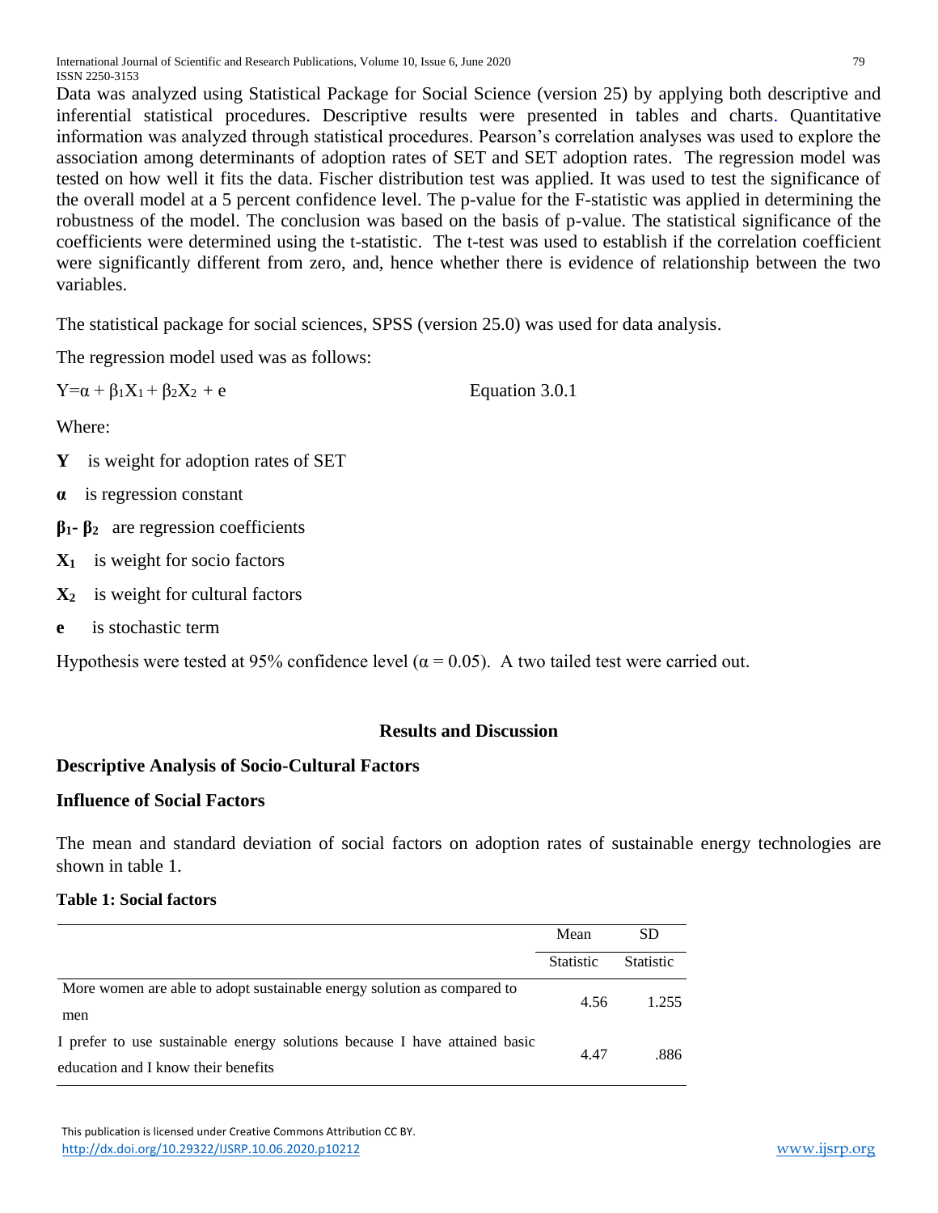Data was analyzed using Statistical Package for Social Science (version 25) by applying both descriptive and inferential statistical procedures. Descriptive results were presented in tables and charts. Quantitative information was analyzed through statistical procedures. Pearson's correlation analyses was used to explore the association among determinants of adoption rates of SET and SET adoption rates. The regression model was tested on how well it fits the data. Fischer distribution test was applied. It was used to test the significance of the overall model at a 5 percent confidence level. The p-value for the F-statistic was applied in determining the robustness of the model. The conclusion was based on the basis of p-value. The statistical significance of the coefficients were determined using the t-statistic. The t-test was used to establish if the correlation coefficient were significantly different from zero, and, hence whether there is evidence of relationship between the two variables.

The statistical package for social sciences, SPSS (version 25.0) was used for data analysis.

The regression model used was as follows:

$$Y=\alpha + \beta_1X_1 + \beta_2X_2 + e \qquad \text{Equation 3.0.1}$$

Where:

**Y** is weight for adoption rates of SET

**$\alpha$** is regression constant

**$\beta_1$- $\beta_2$** are regression coefficients

**$X_1$** is weight for socio factors

**$X_2$** is weight for cultural factors

**e** is stochastic term

Hypothesis were tested at 95% confidence level ($\alpha = 0.05$). A two tailed test were carried out.

## Results and Discussion

### Descriptive Analysis of Socio-Cultural Factors

### Influence of Social Factors

The mean and standard deviation of social factors on adoption rates of sustainable energy technologies are shown in table 1.

**Table 1: Social factors**

| | Mean | SD |
|---|---|---|
| | Statistic | Statistic |
| More women are able to adopt sustainable energy solution as compared to men | 4.56 | 1.255 |
| I prefer to use sustainable energy solutions because I have attained basic education and I know their benefits | 4.47 | .886 |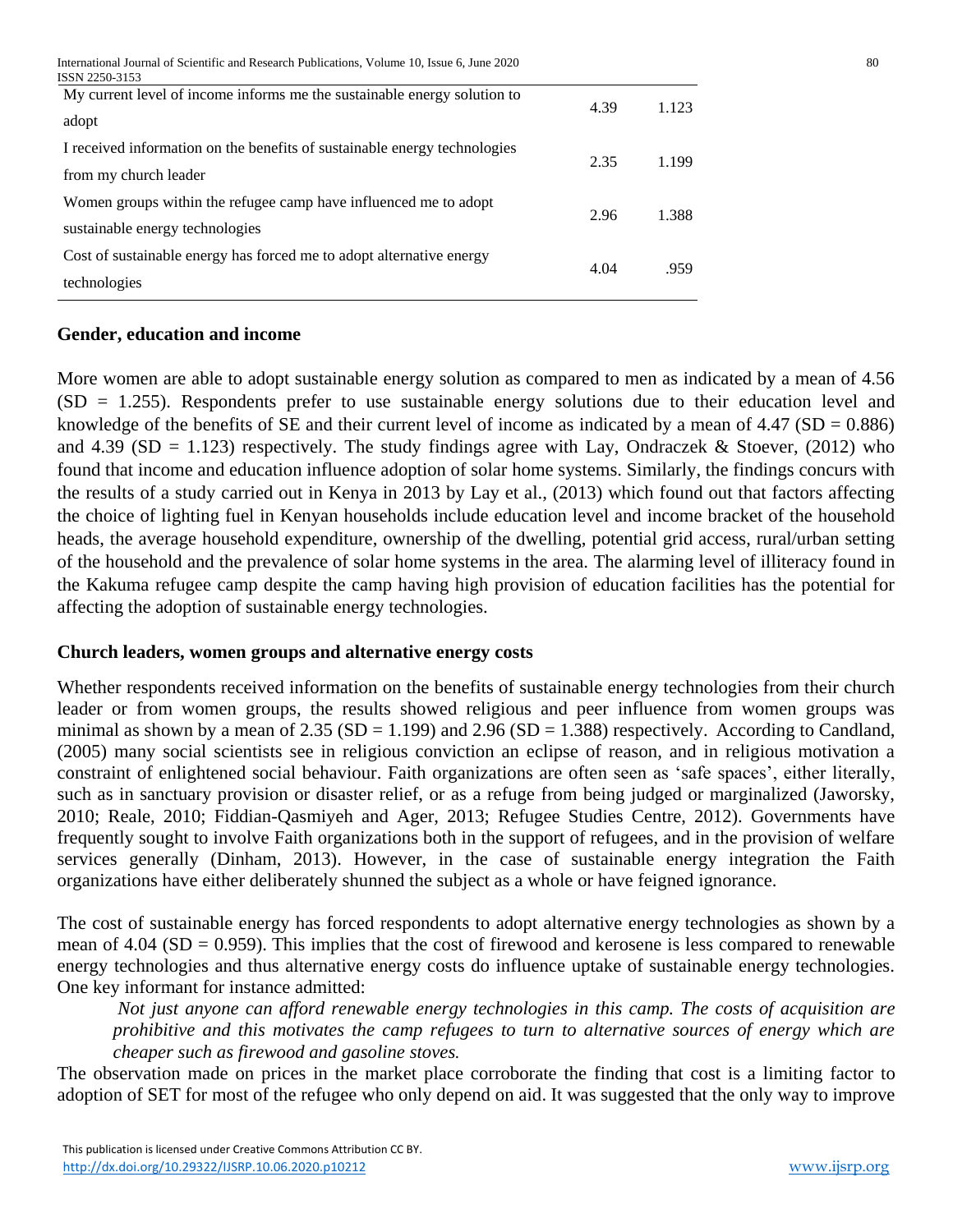| | | |
|---|---|---|
| My current level of income informs me the sustainable energy solution to adopt | 4.39 | 1.123 |
| I received information on the benefits of sustainable energy technologies from my church leader | 2.35 | 1.199 |
| Women groups within the refugee camp have influenced me to adopt sustainable energy technologies | 2.96 | 1.388 |
| Cost of sustainable energy has forced me to adopt alternative energy technologies | 4.04 | .959 |

### Gender, education and income

More women are able to adopt sustainable energy solution as compared to men as indicated by a mean of 4.56 (SD = 1.255). Respondents prefer to use sustainable energy solutions due to their education level and knowledge of the benefits of SE and their current level of income as indicated by a mean of 4.47 (SD = 0.886) and 4.39 (SD = 1.123) respectively. The study findings agree with Lay, Ondraczek & Stoever, (2012) who found that income and education influence adoption of solar home systems. Similarly, the findings concurs with the results of a study carried out in Kenya in 2013 by Lay et al., (2013) which found out that factors affecting the choice of lighting fuel in Kenyan households include education level and income bracket of the household heads, the average household expenditure, ownership of the dwelling, potential grid access, rural/urban setting of the household and the prevalence of solar home systems in the area. The alarming level of illiteracy found in the Kakuma refugee camp despite the camp having high provision of education facilities has the potential for affecting the adoption of sustainable energy technologies.

### Church leaders, women groups and alternative energy costs

Whether respondents received information on the benefits of sustainable energy technologies from their church leader or from women groups, the results showed religious and peer influence from women groups was minimal as shown by a mean of 2.35 (SD = 1.199) and 2.96 (SD = 1.388) respectively. According to Candland, (2005) many social scientists see in religious conviction an eclipse of reason, and in religious motivation a constraint of enlightened social behaviour. Faith organizations are often seen as 'safe spaces', either literally, such as in sanctuary provision or disaster relief, or as a refuge from being judged or marginalized (Jaworsky, 2010; Reale, 2010; Fiddian-Qasmiyeh and Ager, 2013; Refugee Studies Centre, 2012). Governments have frequently sought to involve Faith organizations both in the support of refugees, and in the provision of welfare services generally (Dinham, 2013). However, in the case of sustainable energy integration the Faith organizations have either deliberately shunned the subject as a whole or have feigned ignorance.

The cost of sustainable energy has forced respondents to adopt alternative energy technologies as shown by a mean of 4.04 (SD = 0.959). This implies that the cost of firewood and kerosene is less compared to renewable energy technologies and thus alternative energy costs do influence uptake of sustainable energy technologies. One key informant for instance admitted:

> *Not just anyone can afford renewable energy technologies in this camp. The costs of acquisition are prohibitive and this motivates the camp refugees to turn to alternative sources of energy which are cheaper such as firewood and gasoline stoves.*

The observation made on prices in the market place corroborate the finding that cost is a limiting factor to adoption of SET for most of the refugee who only depend on aid. It was suggested that the only way to improve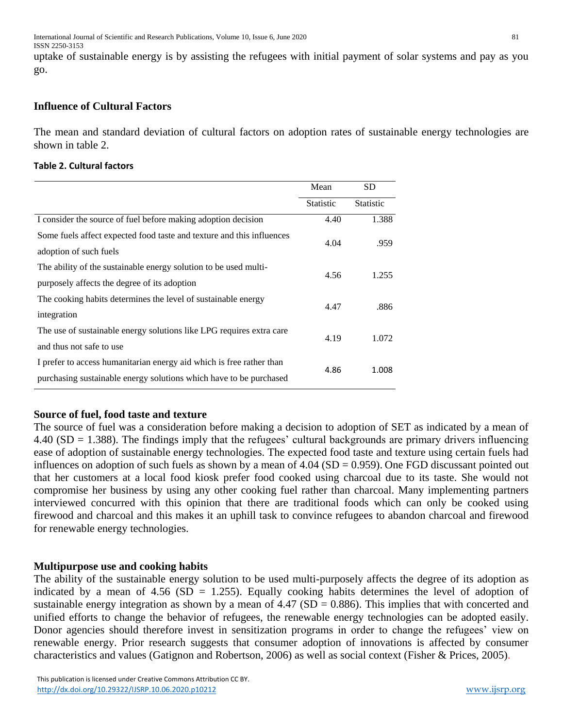uptake of sustainable energy is by assisting the refugees with initial payment of solar systems and pay as you go.

## Influence of Cultural Factors

The mean and standard deviation of cultural factors on adoption rates of sustainable energy technologies are shown in table 2.

**Table 2. Cultural factors**

| | Mean | SD |
|---|---|---|
| | Statistic | Statistic |
| I consider the source of fuel before making adoption decision | 4.40 | 1.388 |
| Some fuels affect expected food taste and texture and this influences adoption of such fuels | 4.04 | .959 |
| The ability of the sustainable energy solution to be used multi-purposely affects the degree of its adoption | 4.56 | 1.255 |
| The cooking habits determines the level of sustainable energy integration | 4.47 | .886 |
| The use of sustainable energy solutions like LPG requires extra care and thus not safe to use | 4.19 | 1.072 |
| I prefer to access humanitarian energy aid which is free rather than purchasing sustainable energy solutions which have to be purchased | 4.86 | 1.008 |

### Source of fuel, food taste and texture

The source of fuel was a consideration before making a decision to adoption of SET as indicated by a mean of 4.40 (SD = 1.388). The findings imply that the refugees' cultural backgrounds are primary drivers influencing ease of adoption of sustainable energy technologies. The expected food taste and texture using certain fuels had influences on adoption of such fuels as shown by a mean of 4.04 (SD = 0.959). One FGD discussant pointed out that her customers at a local food kiosk prefer food cooked using charcoal due to its taste. She would not compromise her business by using any other cooking fuel rather than charcoal. Many implementing partners interviewed concurred with this opinion that there are traditional foods which can only be cooked using firewood and charcoal and this makes it an uphill task to convince refugees to abandon charcoal and firewood for renewable energy technologies.

### Multipurpose use and cooking habits

The ability of the sustainable energy solution to be used multi-purposely affects the degree of its adoption as indicated by a mean of 4.56 (SD = 1.255). Equally cooking habits determines the level of adoption of sustainable energy integration as shown by a mean of 4.47 (SD = 0.886). This implies that with concerted and unified efforts to change the behavior of refugees, the renewable energy technologies can be adopted easily. Donor agencies should therefore invest in sensitization programs in order to change the refugees' view on renewable energy. Prior research suggests that consumer adoption of innovations is affected by consumer characteristics and values (Gatignon and Robertson, 2006) as well as social context (Fisher & Prices, 2005).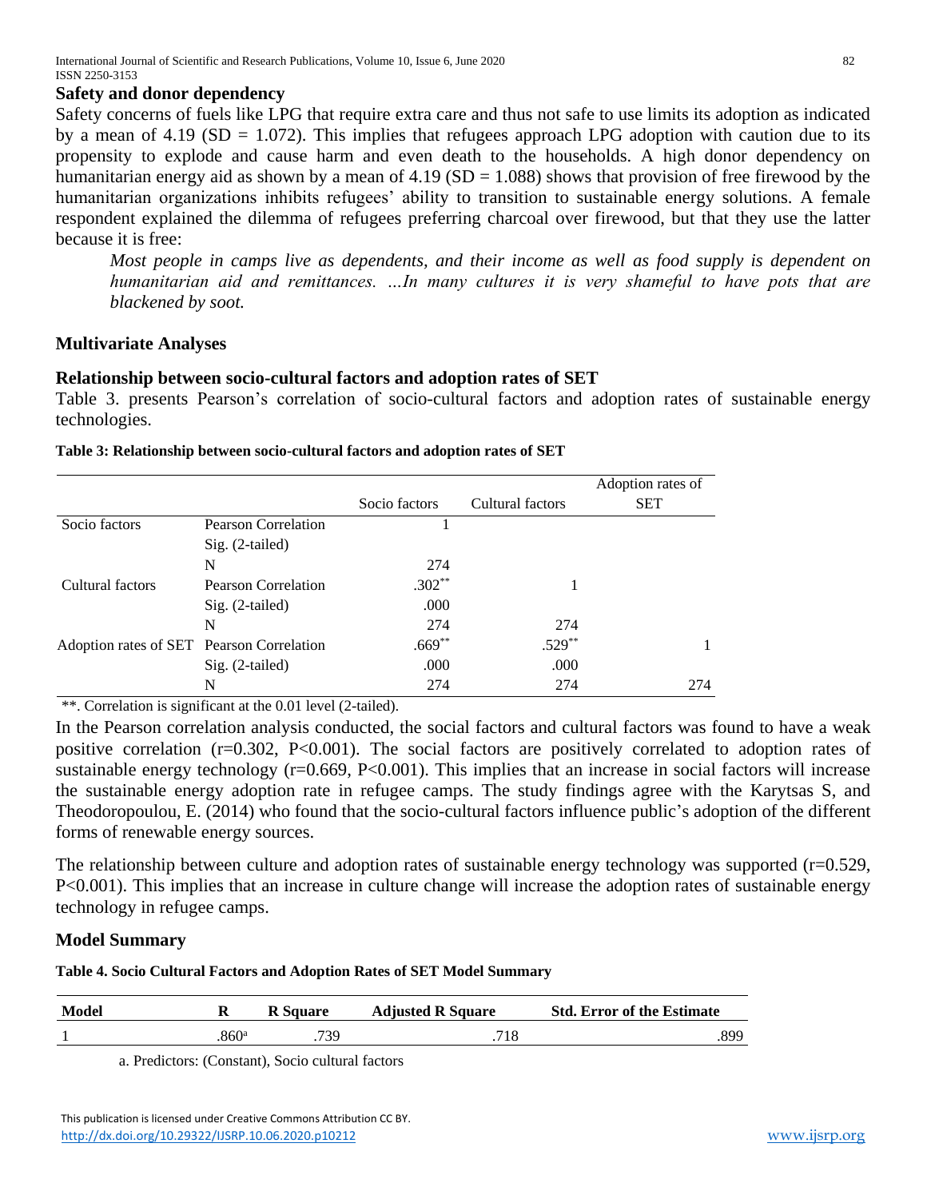## Safety and donor dependency

Safety concerns of fuels like LPG that require extra care and thus not safe to use limits its adoption as indicated by a mean of 4.19 (SD = 1.072). This implies that refugees approach LPG adoption with caution due to its propensity to explode and cause harm and even death to the households. A high donor dependency on humanitarian energy aid as shown by a mean of 4.19 (SD = 1.088) shows that provision of free firewood by the humanitarian organizations inhibits refugees' ability to transition to sustainable energy solutions. A female respondent explained the dilemma of refugees preferring charcoal over firewood, but that they use the latter because it is free:

> *Most people in camps live as dependents, and their income as well as food supply is dependent on humanitarian aid and remittances. ...In many cultures it is very shameful to have pots that are blackened by soot.*

## Multivariate Analyses

### Relationship between socio-cultural factors and adoption rates of SET

Table 3. presents Pearson's correlation of socio-cultural factors and adoption rates of sustainable energy technologies.

**Table 3: Relationship between socio-cultural factors and adoption rates of SET**

| | | Socio factors | Cultural factors | Adoption rates of SET |
|---|---|---|---|---|
| Socio factors | Pearson Correlation | 1 | | |
| | Sig. (2-tailed) | | | |
| | N | 274 | | |
| Cultural factors | Pearson Correlation | .302** | 1 | |
| | Sig. (2-tailed) | .000 | | |
| | N | 274 | 274 | |
| Adoption rates of SET | Pearson Correlation | .669** | .529** | 1 |
| | Sig. (2-tailed) | .000 | .000 | |
| | N | 274 | 274 | 274 |

**. Correlation is significant at the 0.01 level (2-tailed).

In the Pearson correlation analysis conducted, the social factors and cultural factors was found to have a weak positive correlation (r=0.302, P<0.001). The social factors are positively correlated to adoption rates of sustainable energy technology (r=0.669, P<0.001). This implies that an increase in social factors will increase the sustainable energy adoption rate in refugee camps. The study findings agree with the Karytsas S, and Theodoropoulou, E. (2014) who found that the socio-cultural factors influence public's adoption of the different forms of renewable energy sources.

The relationship between culture and adoption rates of sustainable energy technology was supported (r=0.529, P<0.001). This implies that an increase in culture change will increase the adoption rates of sustainable energy technology in refugee camps.

## Model Summary

**Table 4. Socio Cultural Factors and Adoption Rates of SET Model Summary**

| Model | R | R Square | Adjusted R Square | Std. Error of the Estimate |
|---|---|---|---|---|
| 1 | .860[a] | .739 | .718 | .899 |

a. Predictors: (Constant), Socio cultural factors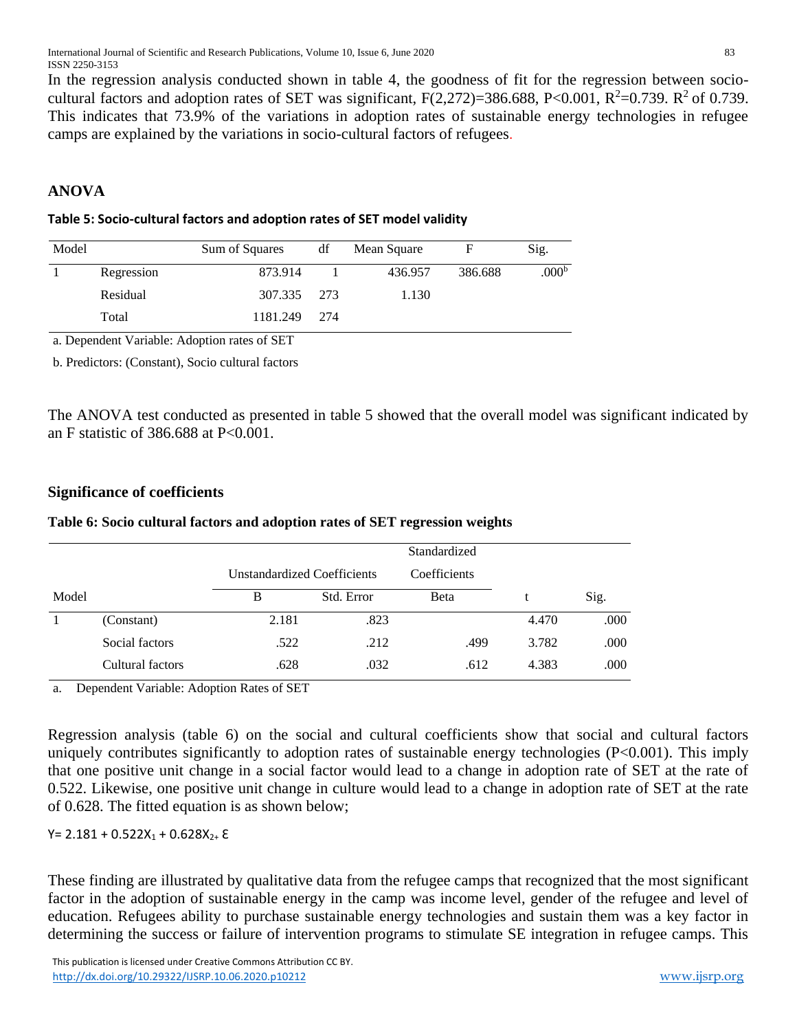In the regression analysis conducted shown in table 4, the goodness of fit for the regression between socio-cultural factors and adoption rates of SET was significant, $F(2,272)=386.688$, $P<0.001$, $R^2=0.739$. $R^2$ of 0.739. This indicates that 73.9% of the variations in adoption rates of sustainable energy technologies in refugee camps are explained by the variations in socio-cultural factors of refugees.

## ANOVA

**Table 5: Socio-cultural factors and adoption rates of SET model validity**

| Model | | Sum of Squares | df | Mean Square | F | Sig. |
|---|---|---|---|---|---|---|
| 1 | Regression | 873.914 | 1 | 436.957 | 386.688 | .000[b] |
| | Residual | 307.335 | 273 | 1.130 | | |
| | Total | 1181.249 | 274 | | | |

a. Dependent Variable: Adoption rates of SET

b. Predictors: (Constant), Socio cultural factors

The ANOVA test conducted as presented in table 5 showed that the overall model was significant indicated by an F statistic of 386.688 at $P<0.001$.

## Significance of coefficients

**Table 6: Socio cultural factors and adoption rates of SET regression weights**

| Model | | Unstandardized Coefficients | | Standardized Coefficients | | |
|---|---|---|---|---|---|---|
| | | B | Std. Error | Beta | t | Sig. |
| 1 | (Constant) | 2.181 | .823 | | 4.470 | .000 |
| | Social factors | .522 | .212 | .499 | 3.782 | .000 |
| | Cultural factors | .628 | .032 | .612 | 4.383 | .000 |

a. Dependent Variable: Adoption Rates of SET

Regression analysis (table 6) on the social and cultural coefficients show that social and cultural factors uniquely contributes significantly to adoption rates of sustainable energy technologies ($P<0.001$). This imply that one positive unit change in a social factor would lead to a change in adoption rate of SET at the rate of 0.522. Likewise, one positive unit change in culture would lead to a change in adoption rate of SET at the rate of 0.628. The fitted equation is as shown below;

$$Y = 2.181 + 0.522X_1 + 0.628X_2 + \varepsilon$$

These finding are illustrated by qualitative data from the refugee camps that recognized that the most significant factor in the adoption of sustainable energy in the camp was income level, gender of the refugee and level of education. Refugees ability to purchase sustainable energy technologies and sustain them was a key factor in determining the success or failure of intervention programs to stimulate SE integration in refugee camps. This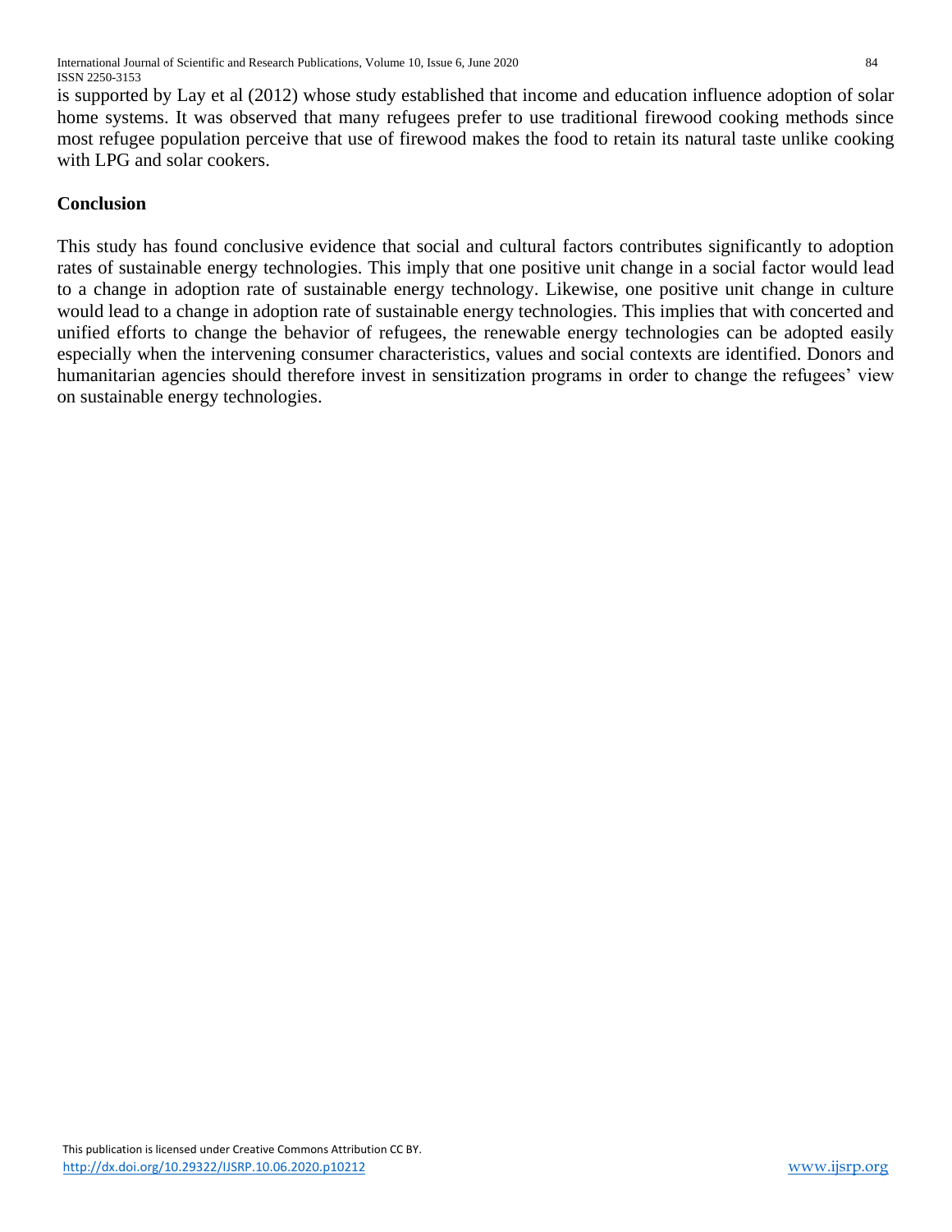is supported by Lay et al (2012) whose study established that income and education influence adoption of solar home systems. It was observed that many refugees prefer to use traditional firewood cooking methods since most refugee population perceive that use of firewood makes the food to retain its natural taste unlike cooking with LPG and solar cookers.

## Conclusion

This study has found conclusive evidence that social and cultural factors contributes significantly to adoption rates of sustainable energy technologies. This imply that one positive unit change in a social factor would lead to a change in adoption rate of sustainable energy technology. Likewise, one positive unit change in culture would lead to a change in adoption rate of sustainable energy technologies. This implies that with concerted and unified efforts to change the behavior of refugees, the renewable energy technologies can be adopted easily especially when the intervening consumer characteristics, values and social contexts are identified. Donors and humanitarian agencies should therefore invest in sensitization programs in order to change the refugees' view on sustainable energy technologies.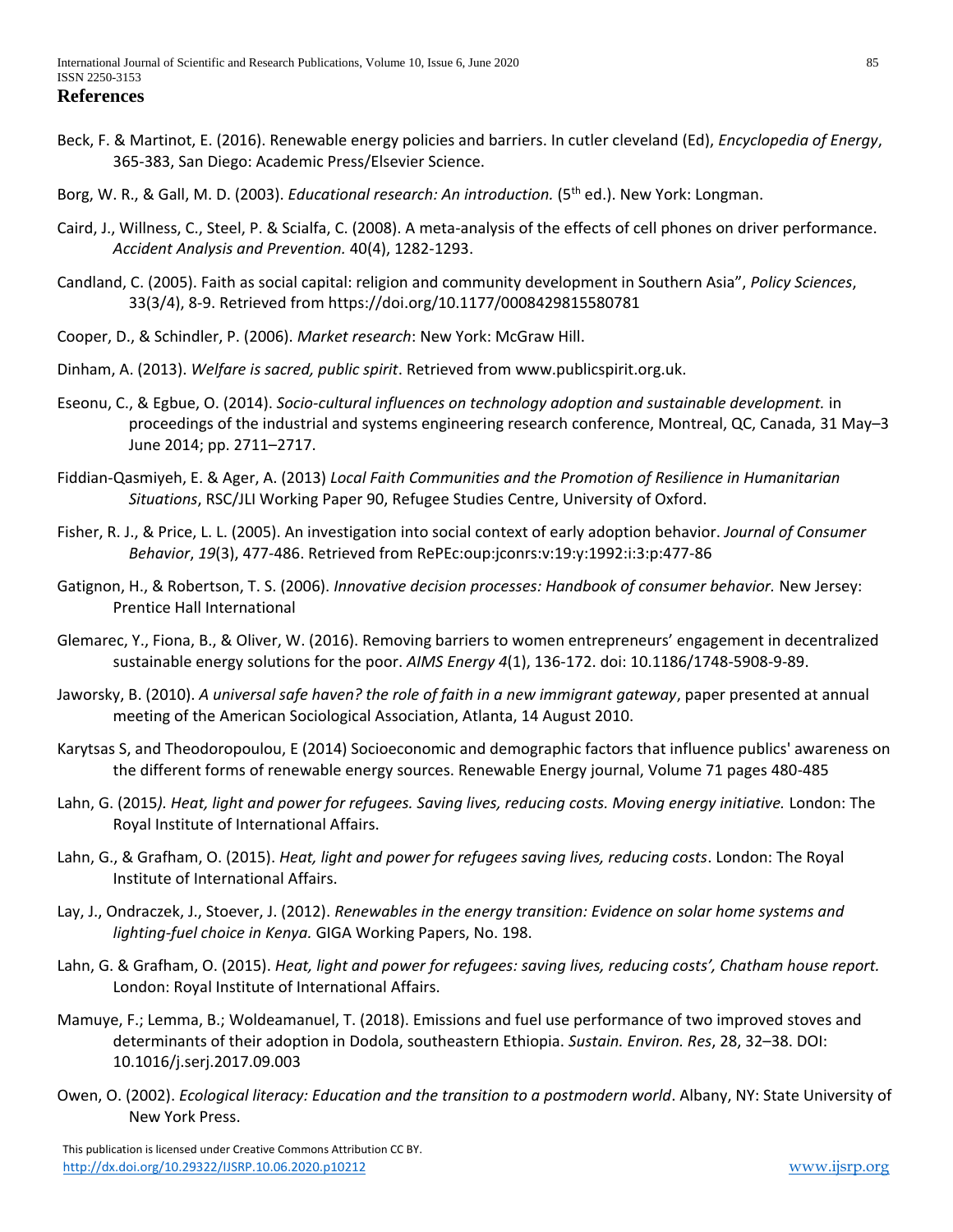## References

Beck, F. & Martinot, E. (2016). Renewable energy policies and barriers. In cutler cleveland (Ed), *Encyclopedia of Energy*, 365-383, San Diego: Academic Press/Elsevier Science.

Borg, W. R., & Gall, M. D. (2003). *Educational research: An introduction.* (5th ed.). New York: Longman.

Caird, J., Willness, C., Steel, P. & Scialfa, C. (2008). A meta-analysis of the effects of cell phones on driver performance. *Accident Analysis and Prevention.* 40(4), 1282-1293.

Candland, C. (2005). Faith as social capital: religion and community development in Southern Asia", *Policy Sciences*, 33(3/4), 8-9. Retrieved from https://doi.org/10.1177/0008429815580781

Cooper, D., & Schindler, P. (2006). *Market research*: New York: McGraw Hill.

Dinham, A. (2013). *Welfare is sacred, public spirit*. Retrieved from www.publicspirit.org.uk.

Eseonu, C., & Egbue, O. (2014). *Socio-cultural influences on technology adoption and sustainable development.* in proceedings of the industrial and systems engineering research conference, Montreal, QC, Canada, 31 May–3 June 2014; pp. 2711–2717.

Fiddian-Qasmiyeh, E. & Ager, A. (2013) *Local Faith Communities and the Promotion of Resilience in Humanitarian Situations*, RSC/JLI Working Paper 90, Refugee Studies Centre, University of Oxford.

Fisher, R. J., & Price, L. L. (2005). An investigation into social context of early adoption behavior. *Journal of Consumer Behavior*, *19*(3), 477-486. Retrieved from RePEc:oup:jconrs:v:19:y:1992:i:3:p:477-86

Gatignon, H., & Robertson, T. S. (2006). *Innovative decision processes: Handbook of consumer behavior.* New Jersey: Prentice Hall International

Glemarec, Y., Fiona, B., & Oliver, W. (2016). Removing barriers to women entrepreneurs' engagement in decentralized sustainable energy solutions for the poor. *AIMS Energy 4*(1), 136-172. doi: 10.1186/1748-5908-9-89.

Jaworsky, B. (2010). *A universal safe haven? the role of faith in a new immigrant gateway*, paper presented at annual meeting of the American Sociological Association, Atlanta, 14 August 2010.

Karytsas S, and Theodoropoulou, E (2014) Socioeconomic and demographic factors that influence publics' awareness on the different forms of renewable energy sources. Renewable Energy journal, Volume 71 pages 480-485

Lahn, G. (2015*). Heat, light and power for refugees. Saving lives, reducing costs. Moving energy initiative.* London: The Royal Institute of International Affairs.

Lahn, G., & Grafham, O. (2015). *Heat, light and power for refugees saving lives, reducing costs*. London: The Royal Institute of International Affairs.

Lay, J., Ondraczek, J., Stoever, J. (2012). *Renewables in the energy transition: Evidence on solar home systems and lighting-fuel choice in Kenya.* GIGA Working Papers, No. 198.

Lahn, G. & Grafham, O. (2015). *Heat, light and power for refugees: saving lives, reducing costs', Chatham house report.* London: Royal Institute of International Affairs.

Mamuye, F.; Lemma, B.; Woldeamanuel, T. (2018). Emissions and fuel use performance of two improved stoves and determinants of their adoption in Dodola, southeastern Ethiopia. *Sustain. Environ. Res*, 28, 32–38. DOI: 10.1016/j.serj.2017.09.003

Owen, O. (2002). *Ecological literacy: Education and the transition to a postmodern world*. Albany, NY: State University of New York Press.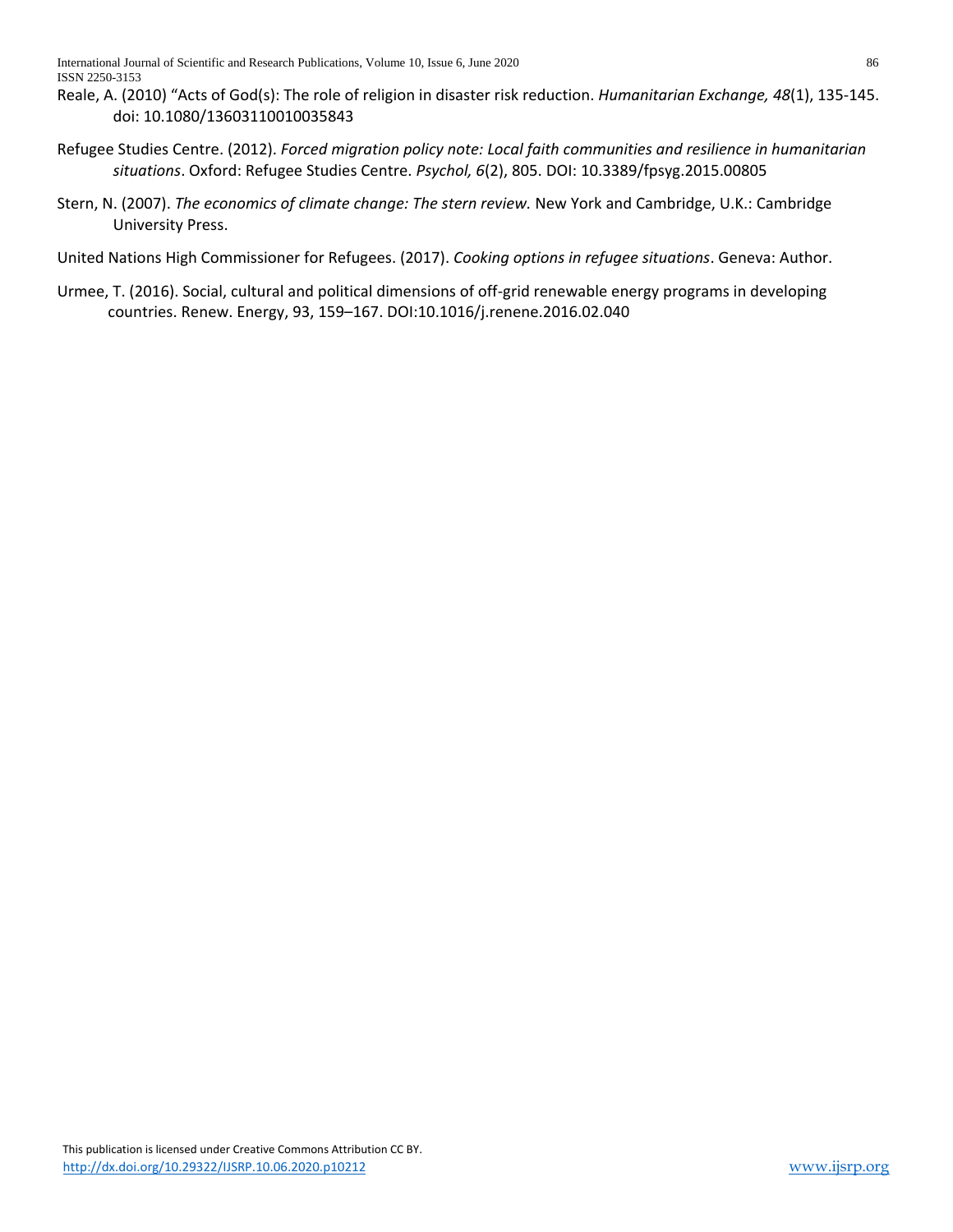Reale, A. (2010) “Acts of God(s): The role of religion in disaster risk reduction. *Humanitarian Exchange, 48*(1), 135-145. doi: 10.1080/13603110010035843

Refugee Studies Centre. (2012). *Forced migration policy note: Local faith communities and resilience in humanitarian situations*. Oxford: Refugee Studies Centre. *Psychol, 6*(2), 805. DOI: 10.3389/fpsyg.2015.00805

Stern, N. (2007). *The economics of climate change: The stern review.* New York and Cambridge, U.K.: Cambridge University Press.

United Nations High Commissioner for Refugees. (2017). *Cooking options in refugee situations*. Geneva: Author.

Urmee, T. (2016). Social, cultural and political dimensions of off-grid renewable energy programs in developing countries. Renew. Energy, 93, 159–167. DOI:10.1016/j.renene.2016.02.040